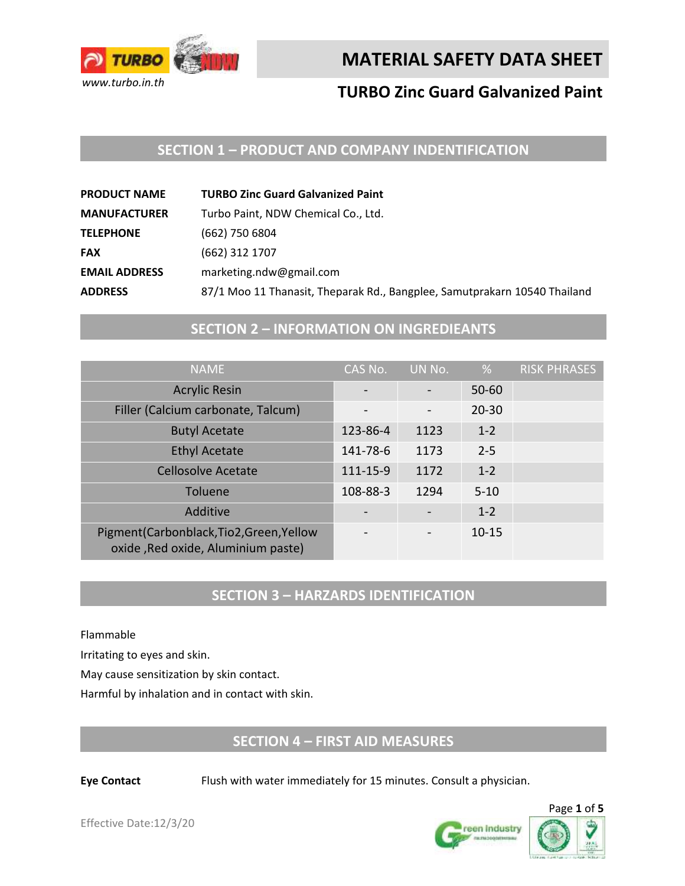# MATERIAL SAFETY DATA SHEET

## TURBO Zinc Guard Galvanized Paint

www.turbo.in.th

## SECTION 1 – PRODUCT AND COMPANY INDENTIFICATION

| | |
|---|---|
| **PRODUCT NAME** | **TURBO Zinc Guard Galvanized Paint** |
| **MANUFACTURER** | Turbo Paint, NDW Chemical Co., Ltd. |
| **TELEPHONE** | (662) 750 6804 |
| **FAX** | (662) 312 1707 |
| **EMAIL ADDRESS** | marketing.ndw@gmail.com |
| **ADDRESS** | 87/1 Moo 11 Thanasit, Theparak Rd., Bangplee, Samutprakarn 10540 Thailand |

## SECTION 2 – INFORMATION ON INGREDIEANTS

| NAME | CAS No. | UN No. | % | RISK PHRASES |
|---|---|---|---|---|
| Acrylic Resin | - | - | 50-60 | |
| Filler (Calcium carbonate, Talcum) | - | - | 20-30 | |
| Butyl Acetate | 123-86-4 | 1123 | 1-2 | |
| Ethyl Acetate | 141-78-6 | 1173 | 2-5 | |
| Cellosolve Acetate | 111-15-9 | 1172 | 1-2 | |
| Toluene | 108-88-3 | 1294 | 5-10 | |
| Additive | - | - | 1-2 | |
| Pigment(Carbonblack,Tio2,Green,Yellow oxide ,Red oxide, Aluminium paste) | - | - | 10-15 | |

## SECTION 3 – HARZARDS IDENTIFICATION

Flammable

Irritating to eyes and skin.

May cause sensitization by skin contact.

Harmful by inhalation and in contact with skin.

## SECTION 4 – FIRST AID MEASURES

**Eye Contact** Flush with water immediately for 15 minutes. Consult a physician.

Effective Date:12/3/20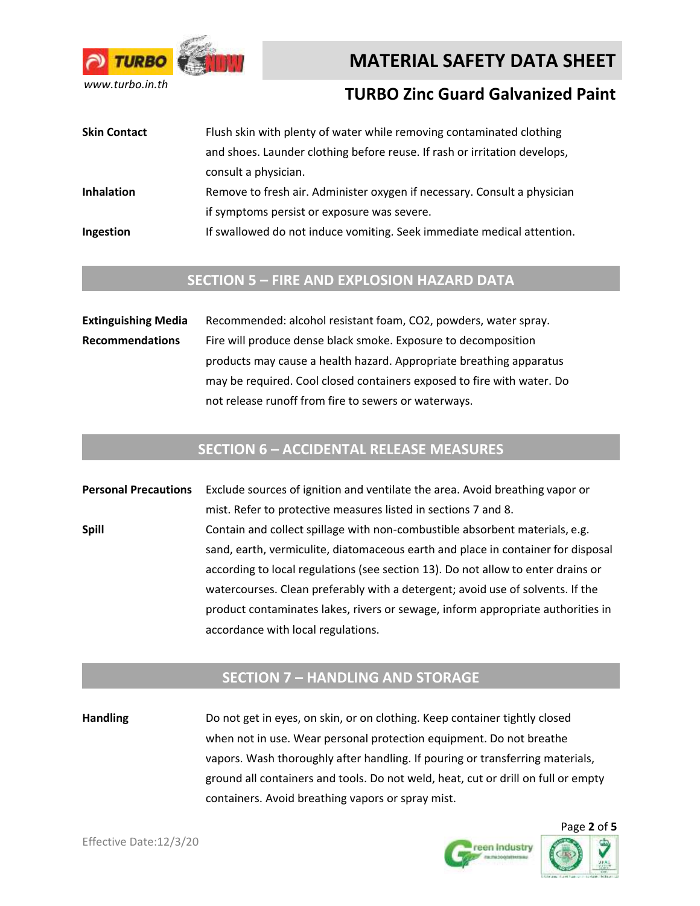**Skin Contact** Flush skin with plenty of water while removing contaminated clothing and shoes. Launder clothing before reuse. If rash or irritation develops, consult a physician.

**Inhalation** Remove to fresh air. Administer oxygen if necessary. Consult a physician if symptoms persist or exposure was severe.

**Ingestion** If swallowed do not induce vomiting. Seek immediate medical attention.

## SECTION 5 – FIRE AND EXPLOSION HAZARD DATA

**Extinguishing Media** Recommended: alcohol resistant foam, CO2, powders, water spray.

**Recommendations** Fire will produce dense black smoke. Exposure to decomposition products may cause a health hazard. Appropriate breathing apparatus may be required. Cool closed containers exposed to fire with water. Do not release runoff from fire to sewers or waterways.

## SECTION 6 – ACCIDENTAL RELEASE MEASURES

**Personal Precautions** Exclude sources of ignition and ventilate the area. Avoid breathing vapor or mist. Refer to protective measures listed in sections 7 and 8.

**Spill** Contain and collect spillage with non-combustible absorbent materials, e.g. sand, earth, vermiculite, diatomaceous earth and place in container for disposal according to local regulations (see section 13). Do not allow to enter drains or watercourses. Clean preferably with a detergent; avoid use of solvents. If the product contaminates lakes, rivers or sewage, inform appropriate authorities in accordance with local regulations.

## SECTION 7 – HANDLING AND STORAGE

**Handling** Do not get in eyes, on skin, or on clothing. Keep container tightly closed when not in use. Wear personal protection equipment. Do not breathe vapors. Wash thoroughly after handling. If pouring or transferring materials, ground all containers and tools. Do not weld, heat, cut or drill on full or empty containers. Avoid breathing vapors or spray mist.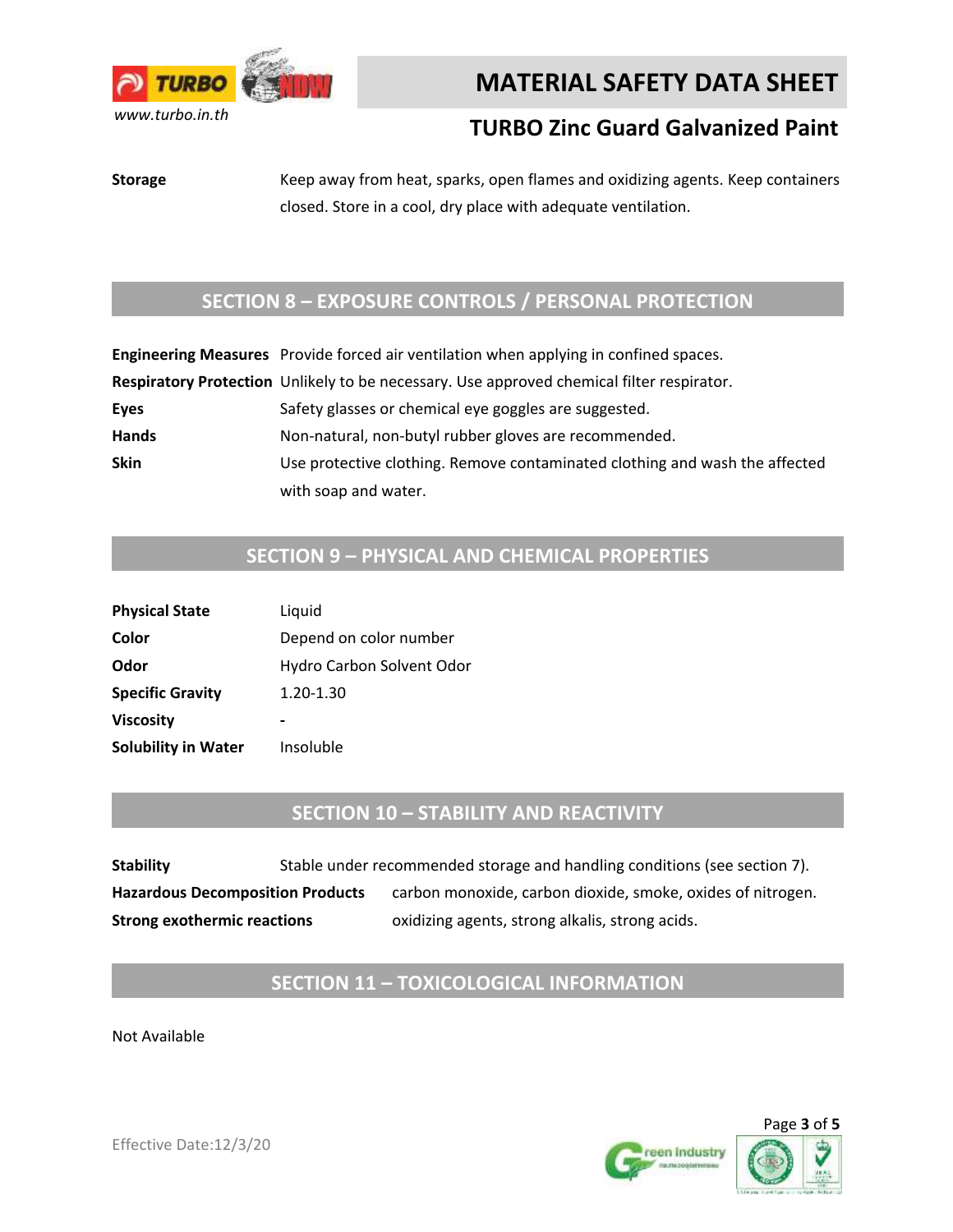| | |
|---|---|
| **Storage** | Keep away from heat, sparks, open flames and oxidizing agents. Keep containers closed. Store in a cool, dry place with adequate ventilation. |

## SECTION 8 – EXPOSURE CONTROLS / PERSONAL PROTECTION

| | |
|---|---|
| **Engineering Measures** | Provide forced air ventilation when applying in confined spaces. |
| **Respiratory Protection** | Unlikely to be necessary. Use approved chemical filter respirator. |
| **Eyes** | Safety glasses or chemical eye goggles are suggested. |
| **Hands** | Non-natural, non-butyl rubber gloves are recommended. |
| **Skin** | Use protective clothing. Remove contaminated clothing and wash the affected with soap and water. |

## SECTION 9 – PHYSICAL AND CHEMICAL PROPERTIES

| | |
|---|---|
| **Physical State** | Liquid |
| **Color** | Depend on color number |
| **Odor** | Hydro Carbon Solvent Odor |
| **Specific Gravity** | 1.20-1.30 |
| **Viscosity** | - |
| **Solubility in Water** | Insoluble |

## SECTION 10 – STABILITY AND REACTIVITY

| | |
|---|---|
| **Stability** | Stable under recommended storage and handling conditions (see section 7). |
| **Hazardous Decomposition Products** | carbon monoxide, carbon dioxide, smoke, oxides of nitrogen. |
| **Strong exothermic reactions** | oxidizing agents, strong alkalis, strong acids. |

## SECTION 11 – TOXICOLOGICAL INFORMATION

Not Available

Effective Date:12/3/20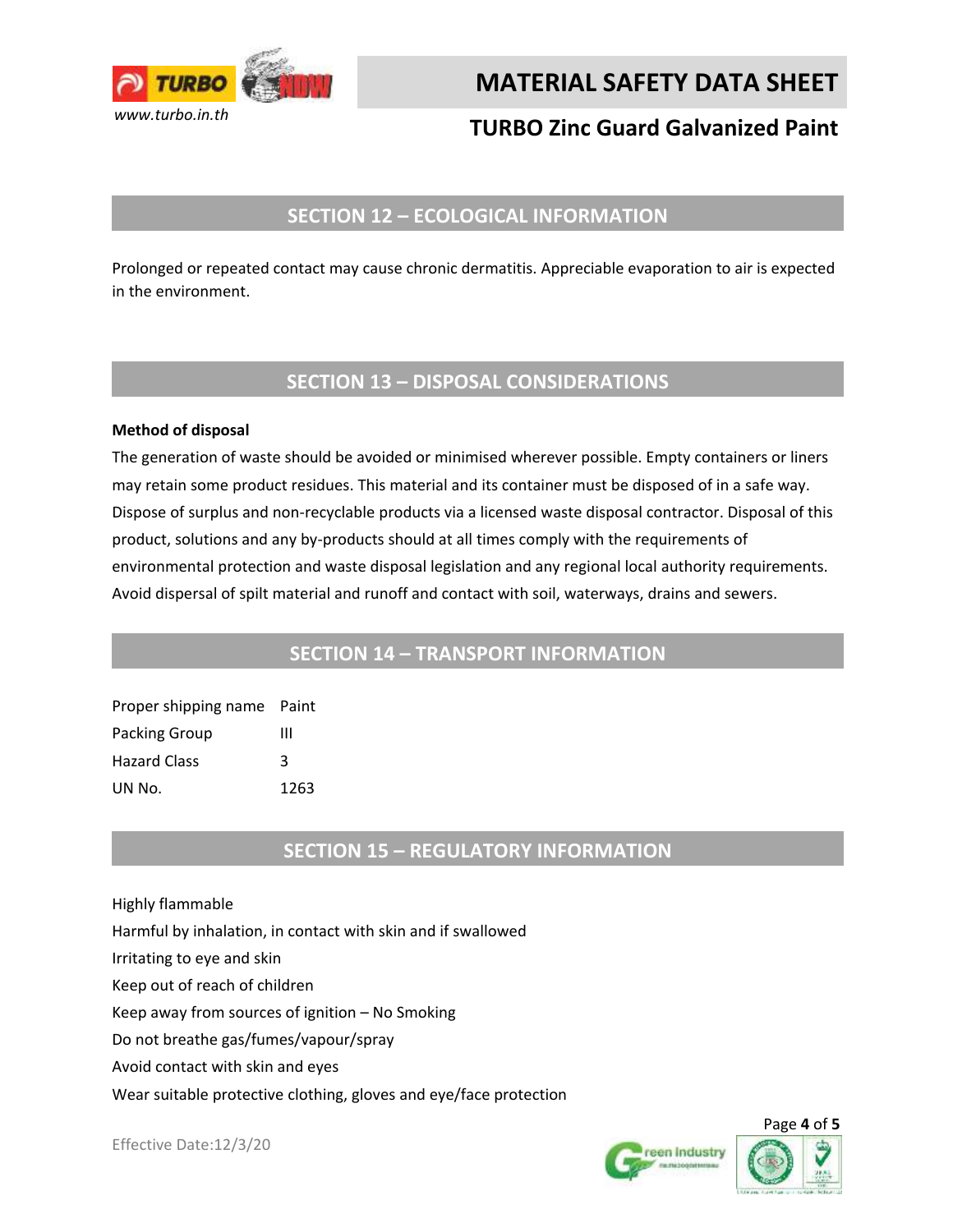## SECTION 12 – ECOLOGICAL INFORMATION

Prolonged or repeated contact may cause chronic dermatitis. Appreciable evaporation to air is expected in the environment.

## SECTION 13 – DISPOSAL CONSIDERATIONS

**Method of disposal**

The generation of waste should be avoided or minimised wherever possible. Empty containers or liners may retain some product residues. This material and its container must be disposed of in a safe way. Dispose of surplus and non-recyclable products via a licensed waste disposal contractor. Disposal of this product, solutions and any by-products should at all times comply with the requirements of environmental protection and waste disposal legislation and any regional local authority requirements. Avoid dispersal of spilt material and runoff and contact with soil, waterways, drains and sewers.

## SECTION 14 – TRANSPORT INFORMATION

| | |
|---|---|
| Proper shipping name | Paint |
| Packing Group | III |
| Hazard Class | 3 |
| UN No. | 1263 |

## SECTION 15 – REGULATORY INFORMATION

Highly flammable
Harmful by inhalation, in contact with skin and if swallowed
Irritating to eye and skin
Keep out of reach of children
Keep away from sources of ignition – No Smoking
Do not breathe gas/fumes/vapour/spray
Avoid contact with skin and eyes
Wear suitable protective clothing, gloves and eye/face protection

Effective Date:12/3/20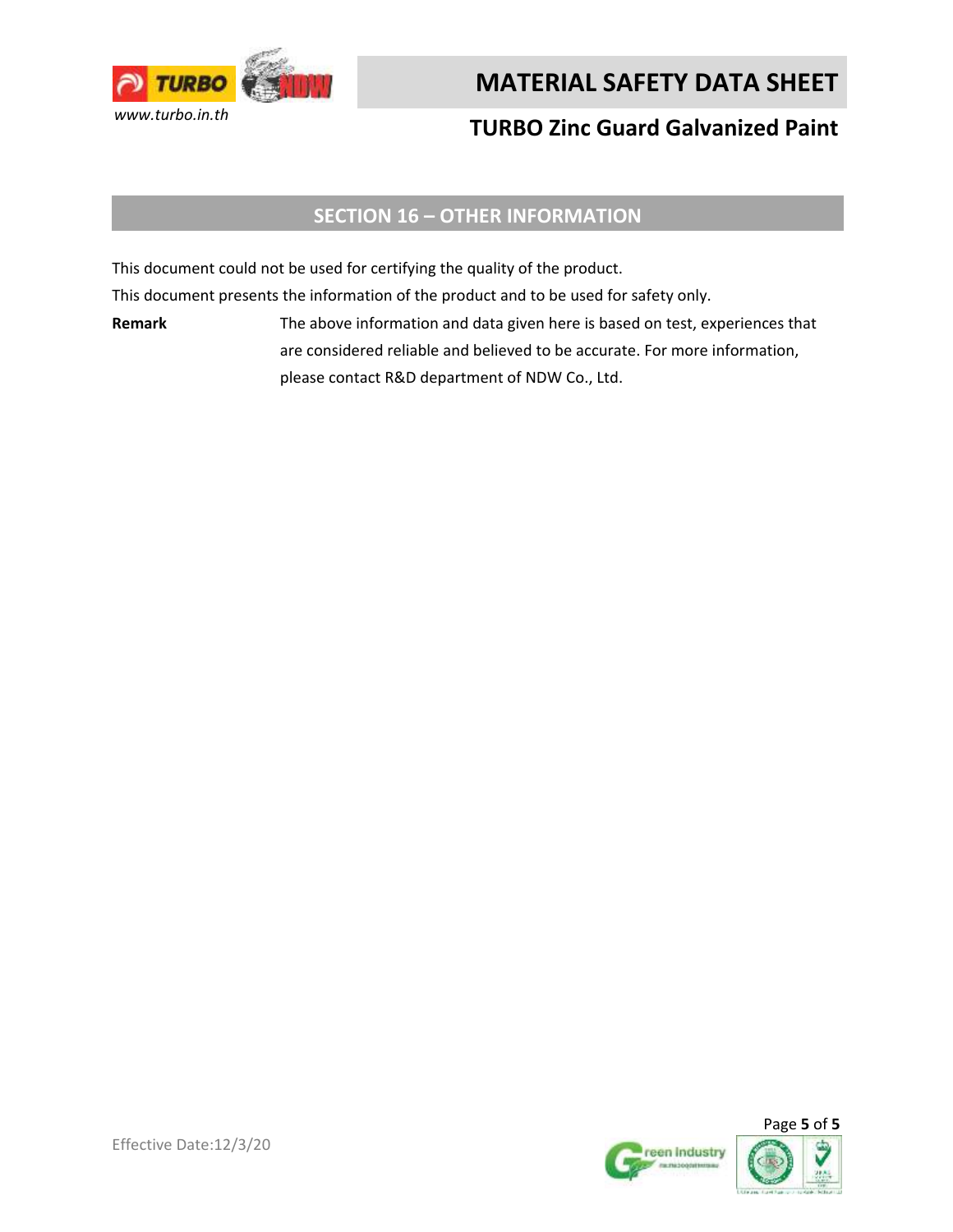## SECTION 16 – OTHER INFORMATION

This document could not be used for certifying the quality of the product.

This document presents the information of the product and to be used for safety only.

**Remark** The above information and data given here is based on test, experiences that are considered reliable and believed to be accurate. For more information, please contact R&D department of NDW Co., Ltd.

Effective Date:12/3/20